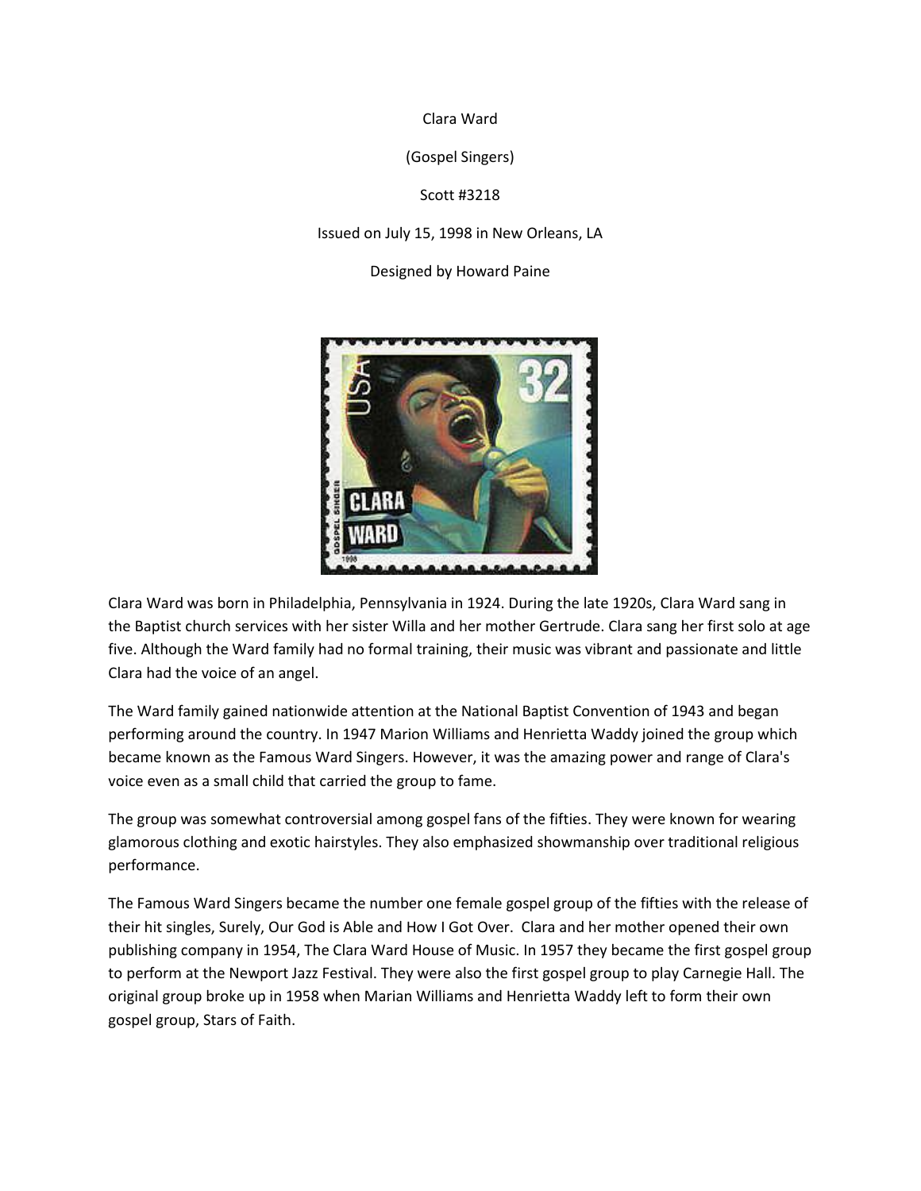Clara Ward

(Gospel Singers)

Scott #3218

Issued on July 15, 1998 in New Orleans, LA

Designed by Howard Paine

Clara Ward was born in Philadelphia, Pennsylvania in 1924. During the late 1920s, Clara Ward sang in the Baptist church services with her sister Willa and her mother Gertrude. Clara sang her first solo at age five. Although the Ward family had no formal training, their music was vibrant and passionate and little Clara had the voice of an angel.

The Ward family gained nationwide attention at the National Baptist Convention of 1943 and began performing around the country. In 1947 Marion Williams and Henrietta Waddy joined the group which became known as the Famous Ward Singers. However, it was the amazing power and range of Clara's voice even as a small child that carried the group to fame.

The group was somewhat controversial among gospel fans of the fifties. They were known for wearing glamorous clothing and exotic hairstyles. They also emphasized showmanship over traditional religious performance.

The Famous Ward Singers became the number one female gospel group of the fifties with the release of their hit singles, Surely, Our God is Able and How I Got Over. Clara and her mother opened their own publishing company in 1954, The Clara Ward House of Music. In 1957 they became the first gospel group to perform at the Newport Jazz Festival. They were also the first gospel group to play Carnegie Hall. The original group broke up in 1958 when Marian Williams and Henrietta Waddy left to form their own gospel group, Stars of Faith.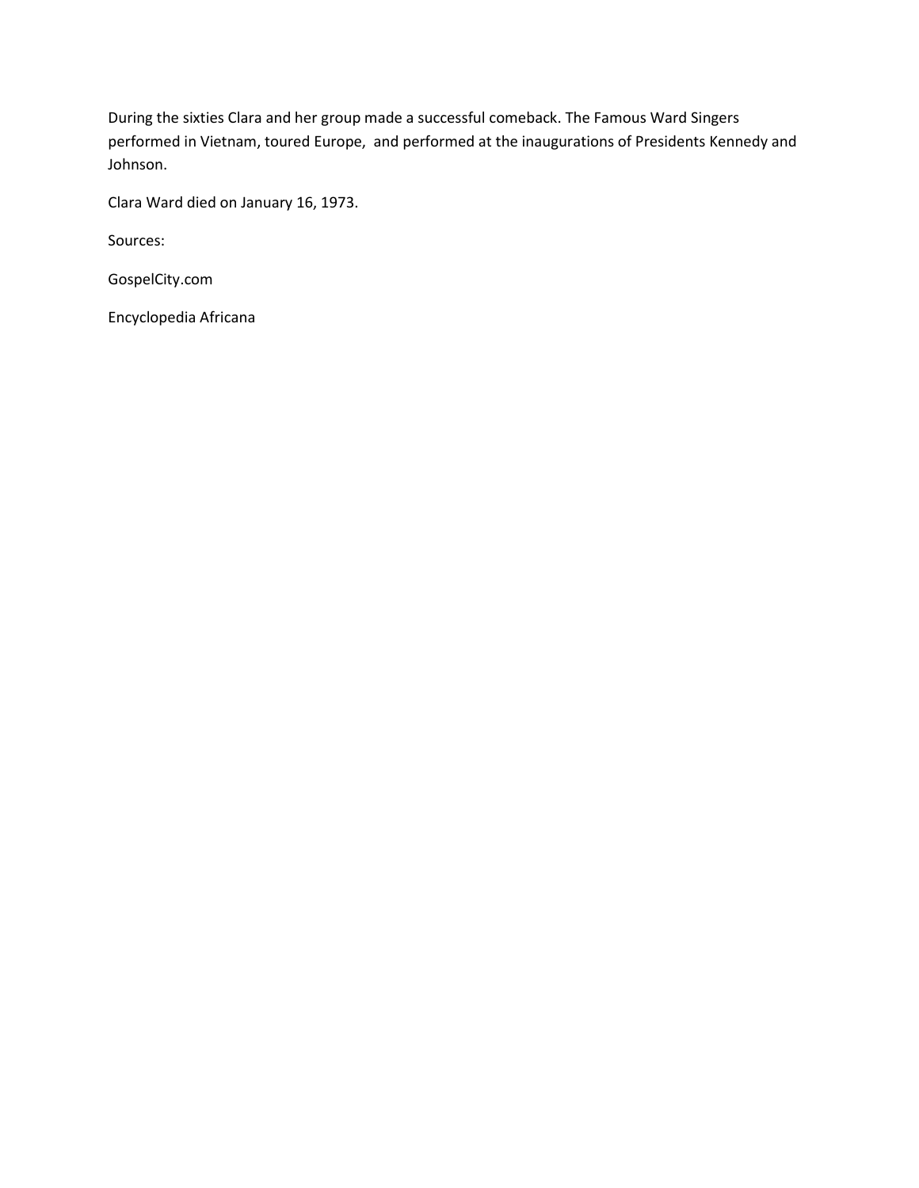During the sixties Clara and her group made a successful comeback. The Famous Ward Singers performed in Vietnam, toured Europe, and performed at the inaugurations of Presidents Kennedy and Johnson.

Clara Ward died on January 16, 1973.

Sources:

GospelCity.com

Encyclopedia Africana